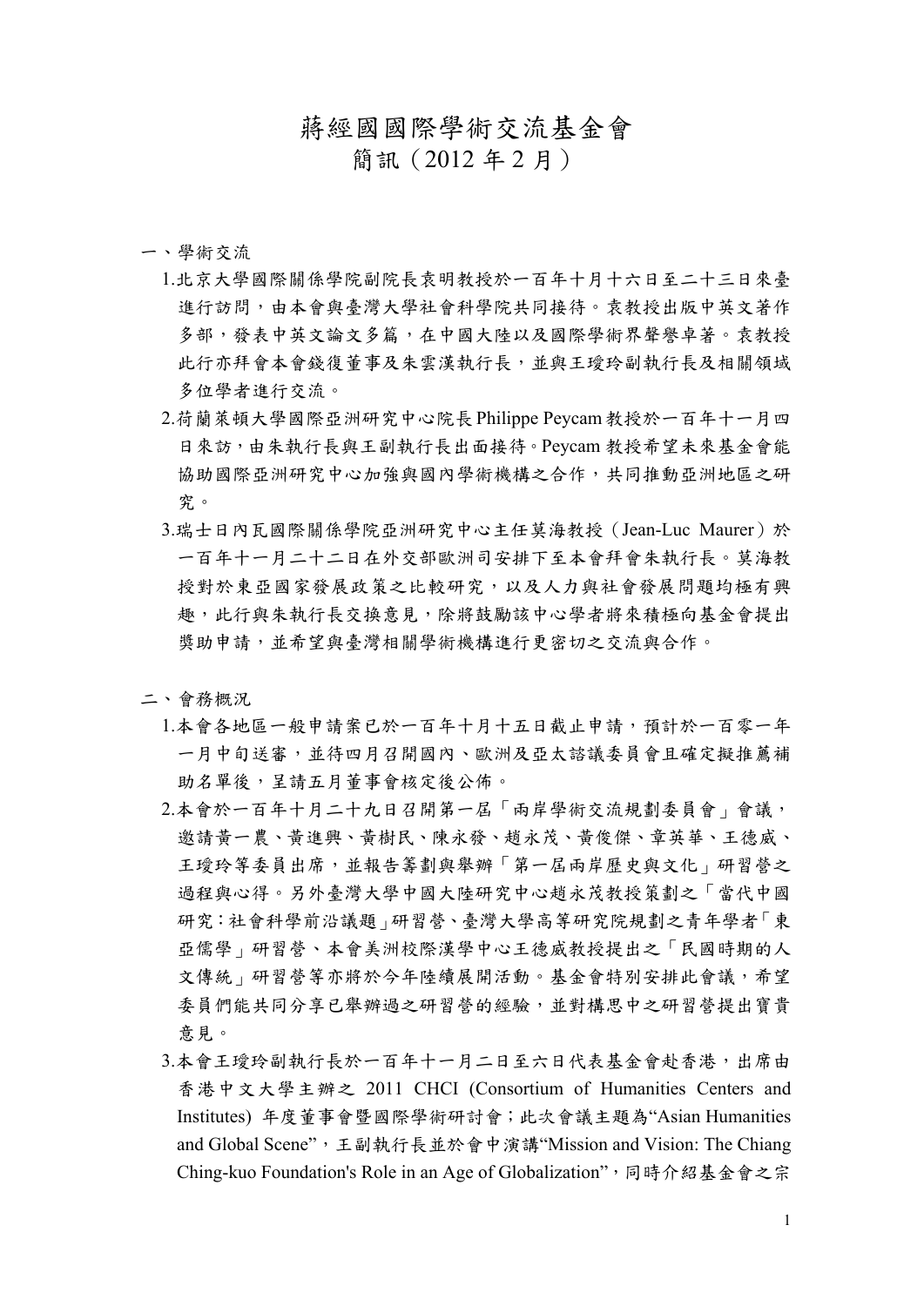# 蔣經國國際學術交流基金會
## 簡訊（2012 年 2 月）

一、學術交流

1. 北京大學國際關係學院副院長袁明教授於一百年十月十六日至二十三日來臺進行訪問，由本會與臺灣大學社會科學院共同接待。袁教授出版中英文著作多部，發表中英文論文多篇，在中國大陸以及國際學術界聲譽卓著。袁教授此行亦拜會本會錢復董事及朱雲漢執行長，並與王瓊玲副執行長及相關領域多位學者進行交流。
2. 荷蘭萊頓大學國際亞洲研究中心院長 Philippe Peycam 教授於一百年十一月四日來訪，由朱執行長與王副執行長出面接待。Peycam 教授希望未來基金會能協助國際亞洲研究中心加強與國內學術機構之合作，共同推動亞洲地區之研究。
3. 瑞士日內瓦國際關係學院亞洲研究中心主任莫海教授（Jean-Luc Maurer）於一百年十一月二十二日在外交部歐洲司安排下至本會拜會朱執行長。莫海教授對於東亞國家發展政策之比較研究，以及人力與社會發展問題均極有興趣，此行與朱執行長交換意見，除將鼓勵該中心學者將來積極向基金會提出獎助申請，並希望與臺灣相關學術機構進行更密切之交流與合作。

二、會務概況

1. 本會各地區一般申請案已於一百年十月十五日截止申請，預計於一百零一年一月中旬送審，並待四月召開國內、歐洲及亞太諮議委員會且確定擬推薦補助名單後，呈請五月董事會核定後公佈。
2. 本會於一百年十月二十九日召開第一屆「兩岸學術交流規劃委員會」會議，邀請黃一農、黃進興、黃樹民、陳永發、趙永茂、黃俊傑、章英華、王德威、王瓊玲等委員出席，並報告籌劃與舉辦「第一屆兩岸歷史與文化」研習營之過程與心得。另外臺灣大學中國大陸研究中心趙永茂教授策劃之「當代中國研究：社會科學前沿議題」研習營、臺灣大學高等研究院規劃之青年學者「東亞儒學」研習營、本會美洲校際漢學中心王德威教授提出之「民國時期的人文傳統」研習營等亦將於今年陸續展開活動。基金會特別安排此會議，希望委員們能共同分享已舉辦過之研習營的經驗，並對構思中之研習營提出寶貴意見。
3. 本會王瓊玲副執行長於一百年十一月二日至六日代表基金會赴香港，出席由香港中文大學主辦之 2011 CHCI (Consortium of Humanities Centers and Institutes) 年度董事會暨國際學術研討會；此次會議主題為“Asian Humanities and Global Scene”，王副執行長並於會中演講“Mission and Vision: The Chiang Ching-kuo Foundation's Role in an Age of Globalization”，同時介紹基金會之宗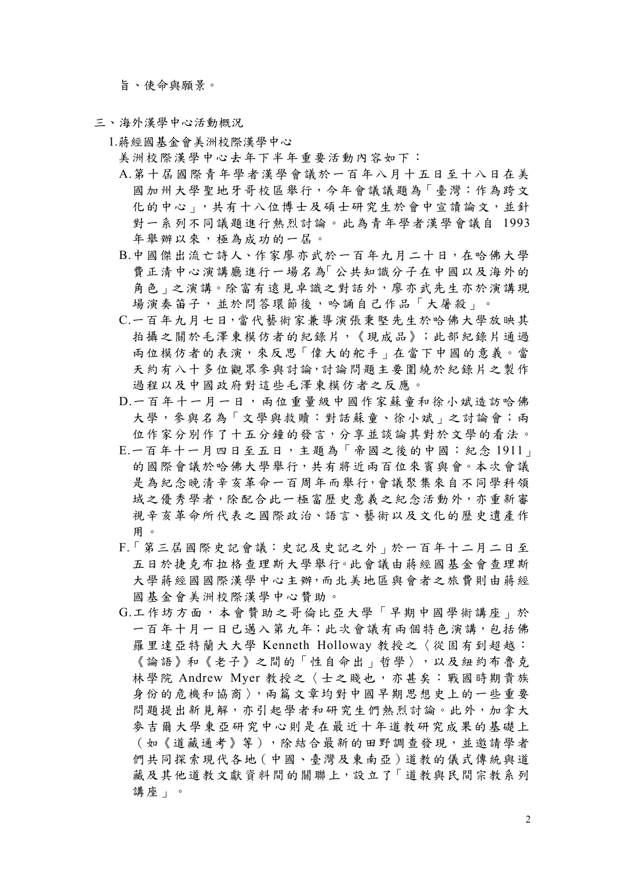旨、使命與願景。

三、海外漢學中心活動概況

1.蔣經國基金會美洲校際漢學中心

美洲校際漢學中心去年下半年重要活動內容如下：

A.第十屆國際青年學者漢學會議於一百年八月十五日至十八日在美國加州大學聖地牙哥校區舉行，今年會議議題為「臺灣：作為跨文化的中心」，共有十八位博士及碩士研究生於會中宣讀論文，並針對一系列不同議題進行熱烈討論。此為青年學者漢學會議自 1993 年舉辦以來，極為成功的一屆。

B.中國傑出流亡詩人、作家廖亦武於一百年九月二十日，在哈佛大學費正清中心演講廳進行一場名為「公共知識分子在中國以及海外的角色」之演講。除富有遠見卓識之對話外，廖亦武先生亦於演講現場演奏笛子，並於問答環節後，吟誦自己作品「大屠殺」。

C.一百年九月七日，當代藝術家兼導演張秉堅先生於哈佛大學放映其拍攝之關於毛澤東模仿者的紀錄片，《現成品》；此部紀錄片通過兩位模仿者的表演，來反思「偉大的舵手」在當下中國的意義。當天約有八十多位觀眾參與討論，討論問題主要圍繞於紀錄片之製作過程以及中國政府對這些毛澤東模仿者之反應。

D.一百年十一月一日，兩位重量級中國作家蘇童和徐小斌造訪哈佛大學，參與名為「文學與救贖：對話蘇童、徐小斌」之討論會；兩位作家分別作了十五分鐘的發言，分享並談論其對於文學的看法。

E.一百年十一月四日至五日，主題為「帝國之後的中國：紀念 1911」的國際會議於哈佛大學舉行，共有將近兩百位來賓與會。本次會議是為紀念晚清辛亥革命一百周年而舉行，會議聚集來自不同學科領域之優秀學者，除配合此一極富歷史意義之紀念活動外，亦重新審視辛亥革命所代表之國際政治、語言、藝術以及文化的歷史遺產作用。

F.「第三屆國際史記會議：史記及史記之外」於一百年十二月二日至五日於捷克布拉格查理斯大學舉行。此會議由蔣經國基金會查理斯大學蔣經國國際漢學中心主辦，而北美地區與會者之旅費則由蔣經國基金會美洲校際漢學中心贊助。

G.工作坊方面，本會贊助之哥倫比亞大學「早期中國學術講座」於一百年十月一日已邁入第九年；此次會議有兩個特色演講，包括佛羅里達亞特蘭大大學 Kenneth Holloway 教授之〈從固有到超越：《論語》和《老子》之間的「性自命出」哲學〉，以及紐約布魯克林學院 Andrew Myer 教授之〈士之賤也，亦甚矣：戰國時期貴族身份的危機和協商〉，兩篇文章均對中國早期思想史上的一些重要問題提出新見解，亦引起學者和研究生們熱烈討論。此外，加拿大麥吉爾大學東亞研究中心則是在最近十年道教研究成果的基礎上（如《道藏通考》等），除結合最新的田野調查發現，並邀請學者們共同探索現代各地（中國、臺灣及東南亞）道教的儀式傳統與道藏及其他道教文獻資料間的關聯上，設立了「道教與民間宗教系列講座」。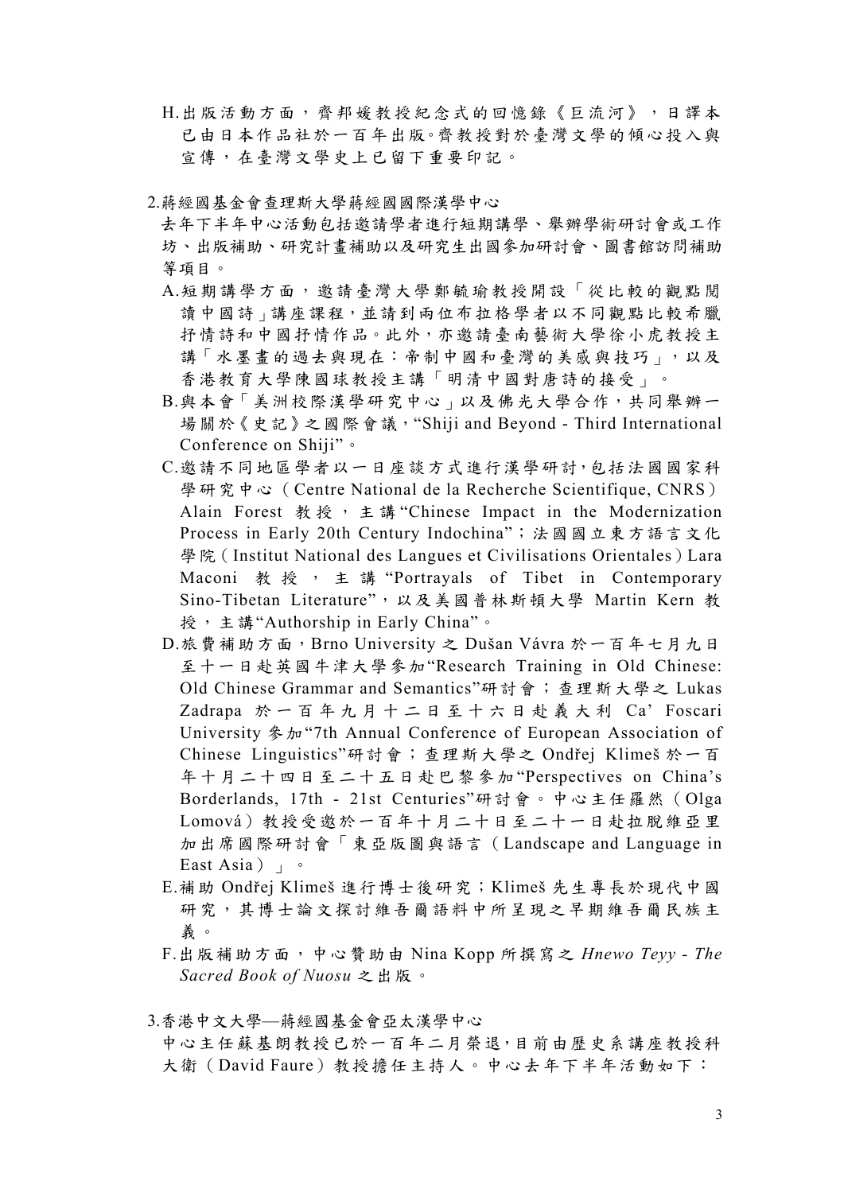H.出版活動方面，齊邦媛教授紀念式的回憶錄《巨流河》，日譯本已由日本作品社於一百年出版。齊教授對於臺灣文學的傾心投入與宣傳，在臺灣文學史上已留下重要印記。

2.蔣經國基金會查理斯大學蔣經國國際漢學中心

去年下半年中心活動包括邀請學者進行短期講學、舉辦學術研討會或工作坊、出版補助、研究計畫補助以及研究生出國參加研討會、圖書館訪問補助等項目。

A.短期講學方面，邀請臺灣大學鄭毓瑜教授開設「從比較的觀點閱讀中國詩」講座課程，並請到兩位布拉格學者以不同觀點比較希臘抒情詩和中國抒情作品。此外，亦邀請臺南藝術大學徐小虎教授主講「水墨畫的過去與現在：帝制中國和臺灣的美感與技巧」，以及香港教育大學陳國球教授主講「明清中國對唐詩的接受」。

B.與本會「美洲校際漢學研究中心」以及佛光大學合作，共同舉辦一場關於《史記》之國際會議，“Shiji and Beyond - Third International Conference on Shiji”。

C.邀請不同地區學者以一日座談方式進行漢學研討，包括法國國家科學研究中心（Centre National de la Recherche Scientifique, CNRS）Alain Forest 教授，主講“Chinese Impact in the Modernization Process in Early 20th Century Indochina”；法國國立東方語言文化學院（Institut National des Langues et Civilisations Orientales）Lara Maconi 教授，主講“Portrayals of Tibet in Contemporary Sino-Tibetan Literature”，以及美國普林斯頓大學 Martin Kern 教授，主講“Authorship in Early China”。

D.旅費補助方面，Brno University 之 Dušan Vávra 於一百年七月九日至十一日赴英國牛津大學參加“Research Training in Old Chinese: Old Chinese Grammar and Semantics”研討會；查理斯大學之 Lukas Zadrapa 於一百年九月十二日至十六日赴義大利 Ca’ Foscari University 參加“7th Annual Conference of European Association of Chinese Linguistics”研討會；查理斯大學之 Ondřej Klimeš 於一百年十月二十四日至二十五日赴巴黎參加“Perspectives on China’s Borderlands, 17th - 21st Centuries”研討會。中心主任羅然（Olga Lomová）教授受邀於一百年十月二十日至二十一日赴拉脫維亞里加出席國際研討會「東亞版圖與語言（Landscape and Language in East Asia）」。

E.補助 Ondřej Klimeš 進行博士後研究；Klimeš 先生專長於現代中國研究，其博士論文探討維吾爾語料中所呈現之早期維吾爾民族主義。

F.出版補助方面，中心贊助由 Nina Kopp 所撰寫之 *Hnewo Teyy - The Sacred Book of Nuosu* 之出版。

3.香港中文大學—蔣經國基金會亞太漢學中心

中心主任蘇基朗教授已於一百年二月榮退，目前由歷史系講座教授科大衛（David Faure）教授擔任主持人。中心去年下半年活動如下：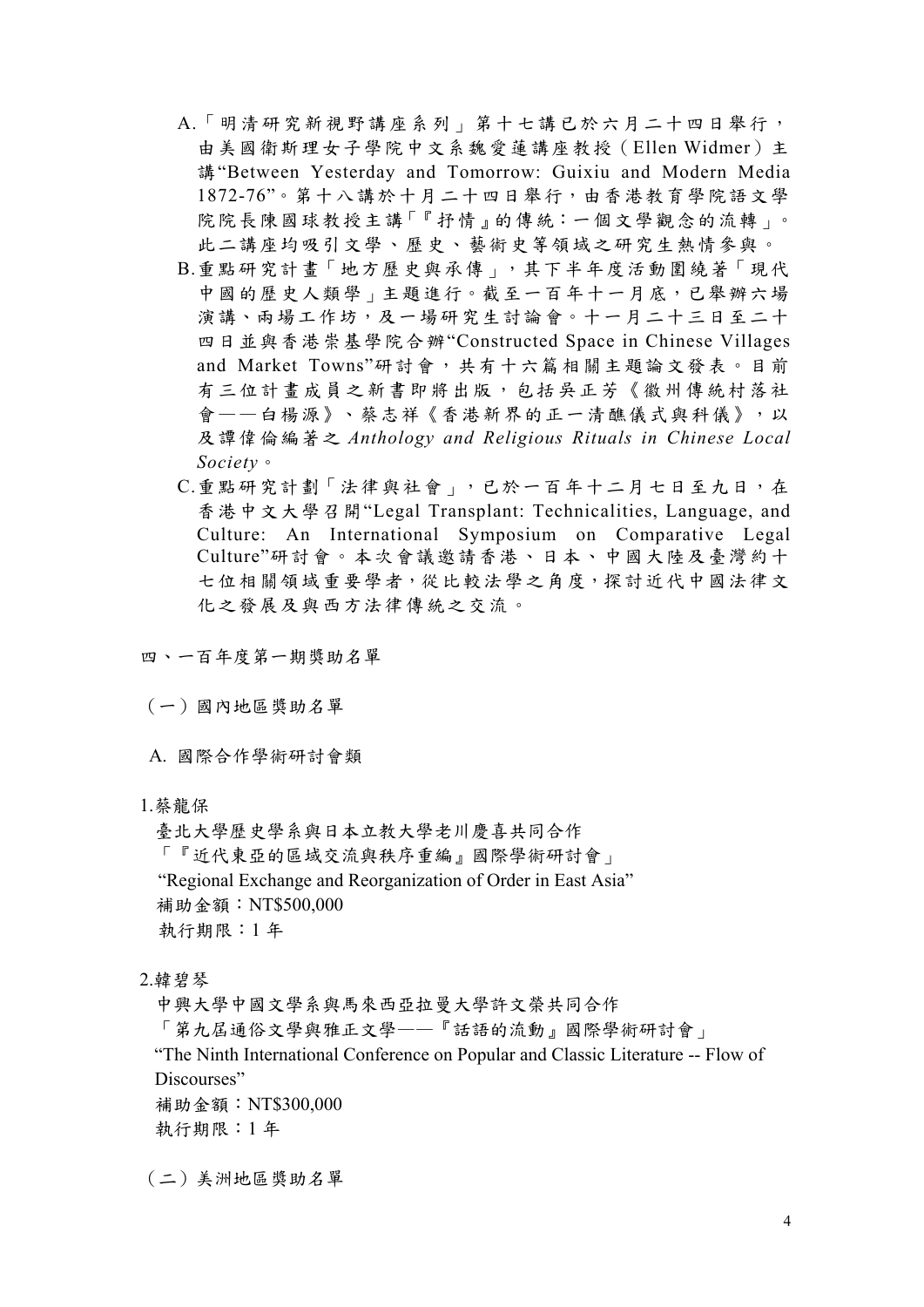A.「明清研究新視野講座系列」第十七講已於六月二十四日舉行，由美國衛斯理女子學院中文系魏愛蓮講座教授（Ellen Widmer）主講"Between Yesterday and Tomorrow: Guixiu and Modern Media 1872-76"。第十八講於十月二十四日舉行，由香港教育學院語文學院院長陳國球教授主講「『抒情』的傳統：一個文學觀念的流轉」。此二講座均吸引文學、歷史、藝術史等領域之研究生熱情參與。

B.重點研究計畫「地方歷史與承傳」，其下半年度活動圍繞著「現代中國的歷史人類學」主題進行。截至一百年十一月底，已舉辦六場演講、兩場工作坊，及一場研究生討論會。十一月二十三日至二十四日並與香港崇基學院合辦"Constructed Space in Chinese Villages and Market Towns"研討會，共有十六篇相關主題論文發表。目前有三位計畫成員之新書即將出版，包括吳正芳《徽州傳統村落社會——白楊源》、蔡志祥《香港新界的正一清醮儀式與科儀》，以及譚偉倫編著之 *Anthology and Religious Rituals in Chinese Local Society*。

C.重點研究計劃「法律與社會」，已於一百年十二月七日至九日，在香港中文大學召開"Legal Transplant: Technicalities, Language, and Culture: An International Symposium on Comparative Legal Culture"研討會。本次會議邀請香港、日本、中國大陸及臺灣約十七位相關領域重要學者，從比較法學之角度，探討近代中國法律文化之發展及與西方法律傳統之交流。

## 四、一百年度第一期獎助名單

### （一）國內地區獎助名單

#### A. 國際合作學術研討會類

1.蔡龍保

臺北大學歷史學系與日本立教大學老川慶喜共同合作

「『近代東亞的區域交流與秩序重編』國際學術研討會」

"Regional Exchange and Reorganization of Order in East Asia"

補助金額：NT$500,000

執行期限：1 年

2.韓碧琴

中興大學中國文學系與馬來西亞拉曼大學許文榮共同合作

「第九屆通俗文學與雅正文學——『話語的流動』國際學術研討會」

"The Ninth International Conference on Popular and Classic Literature -- Flow of Discourses"

補助金額：NT$300,000

執行期限：1 年

### （二）美洲地區獎助名單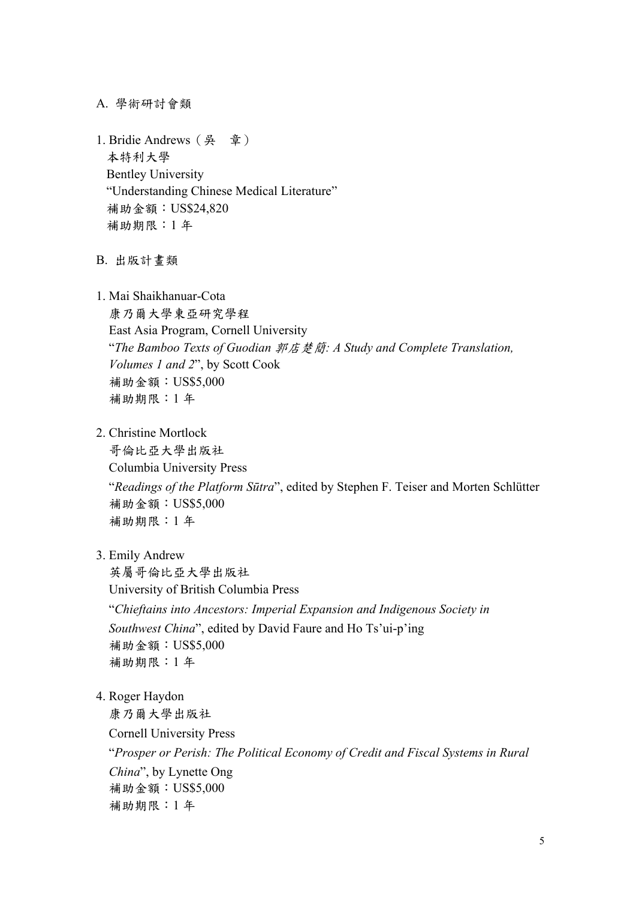A. 學術研討會類

1. Bridie Andrews（吳　章）
   本特利大學
   Bentley University
   "Understanding Chinese Medical Literature"
   補助金額：US$24,820
   補助期限：1 年

B. 出版計畫類

1. Mai Shaikhanuar-Cota
   康乃爾大學東亞研究學程
   East Asia Program, Cornell University
   "*The Bamboo Texts of Guodian 郭店楚簡: A Study and Complete Translation, Volumes 1 and 2*", by Scott Cook
   補助金額：US$5,000
   補助期限：1 年

2. Christine Mortlock
   哥倫比亞大學出版社
   Columbia University Press
   "*Readings of the Platform Sūtra*", edited by Stephen F. Teiser and Morten Schlütter
   補助金額：US$5,000
   補助期限：1 年

3. Emily Andrew
   英屬哥倫比亞大學出版社
   University of British Columbia Press
   "*Chieftains into Ancestors: Imperial Expansion and Indigenous Society in Southwest China*", edited by David Faure and Ho Ts'ui-p'ing
   補助金額：US$5,000
   補助期限：1 年

4. Roger Haydon
   康乃爾大學出版社
   Cornell University Press
   "*Prosper or Perish: The Political Economy of Credit and Fiscal Systems in Rural China*", by Lynette Ong
   補助金額：US$5,000
   補助期限：1 年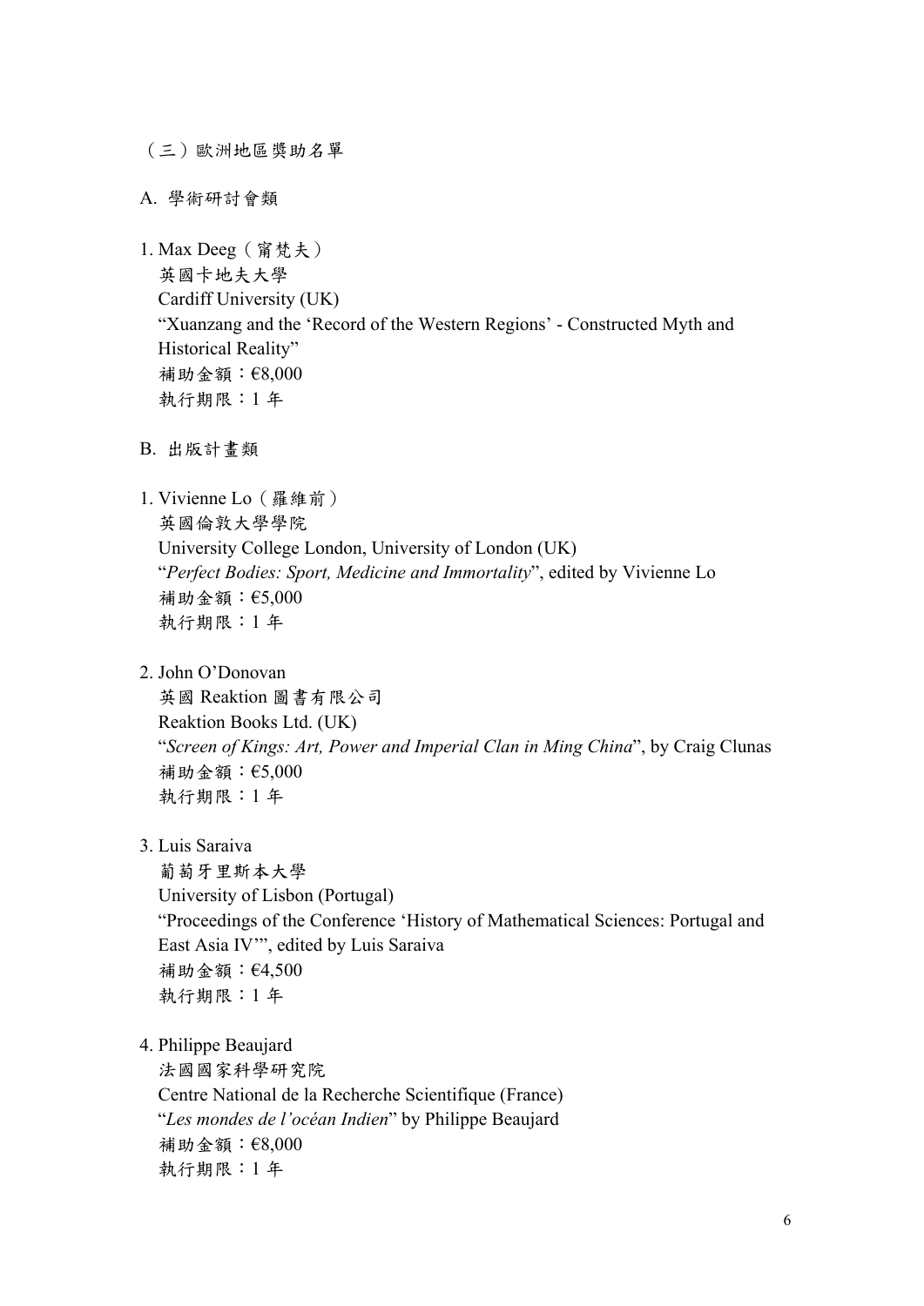（三）歐洲地區獎助名單

A. 學術研討會類

1. Max Deeg（寗梵夫）
   英國卡地夫大學
   Cardiff University (UK)
   "Xuanzang and the 'Record of the Western Regions' - Constructed Myth and Historical Reality"
   補助金額：€8,000
   執行期限：1 年

B. 出版計畫類

1. Vivienne Lo（羅維前）
   英國倫敦大學學院
   University College London, University of London (UK)
   "*Perfect Bodies: Sport, Medicine and Immortality*", edited by Vivienne Lo
   補助金額：€5,000
   執行期限：1 年

2. John O'Donovan
   英國 Reaktion 圖書有限公司
   Reaktion Books Ltd. (UK)
   "*Screen of Kings: Art, Power and Imperial Clan in Ming China*", by Craig Clunas
   補助金額：€5,000
   執行期限：1 年

3. Luis Saraiva
   葡萄牙里斯本大學
   University of Lisbon (Portugal)
   "Proceedings of the Conference 'History of Mathematical Sciences: Portugal and East Asia IV'", edited by Luis Saraiva
   補助金額：€4,500
   執行期限：1 年

4. Philippe Beaujard
   法國國家科學研究院
   Centre National de la Recherche Scientifique (France)
   "*Les mondes de l'océan Indien*" by Philippe Beaujard
   補助金額：€8,000
   執行期限：1 年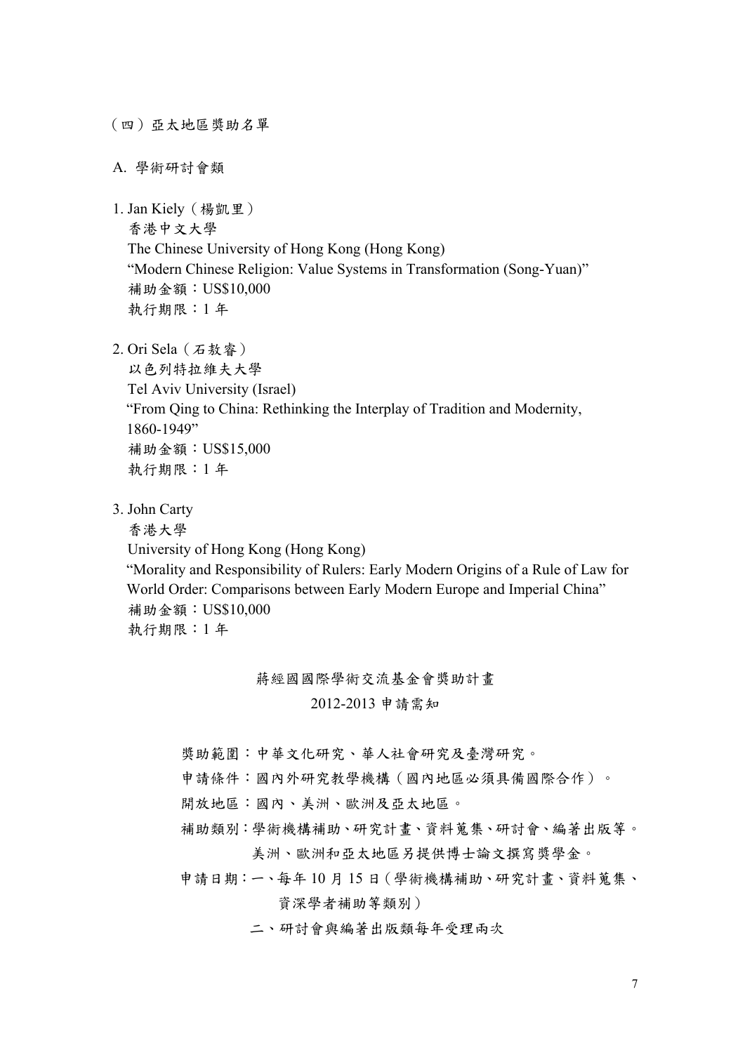（四）亞太地區獎助名單

A. 學術研討會類

1. Jan Kiely（楊凱里）
   香港中文大學
   The Chinese University of Hong Kong (Hong Kong)
   "Modern Chinese Religion: Value Systems in Transformation (Song-Yuan)"
   補助金額：US$10,000
   執行期限：1 年

2. Ori Sela（石敖睿）
   以色列特拉維夫大學
   Tel Aviv University (Israel)
   "From Qing to China: Rethinking the Interplay of Tradition and Modernity, 1860-1949"
   補助金額：US$15,000
   執行期限：1 年

3. John Carty
   香港大學
   University of Hong Kong (Hong Kong)
   "Morality and Responsibility of Rulers: Early Modern Origins of a Rule of Law for World Order: Comparisons between Early Modern Europe and Imperial China"
   補助金額：US$10,000
   執行期限：1 年

## 蔣經國國際學術交流基金會獎助計畫
## 2012-2013 申請需知

獎助範圍：中華文化研究、華人社會研究及臺灣研究。

申請條件：國內外研究教學機構（國內地區必須具備國際合作）。

開放地區：國內、美洲、歐洲及亞太地區。

補助類別：學術機構補助、研究計畫、資料蒐集、研討會、編著出版等。美洲、歐洲和亞太地區另提供博士論文撰寫獎學金。

申請日期：一、每年 10 月 15 日（學術機構補助、研究計畫、資料蒐集、資深學者補助等類別）

二、研討會與編著出版類每年受理兩次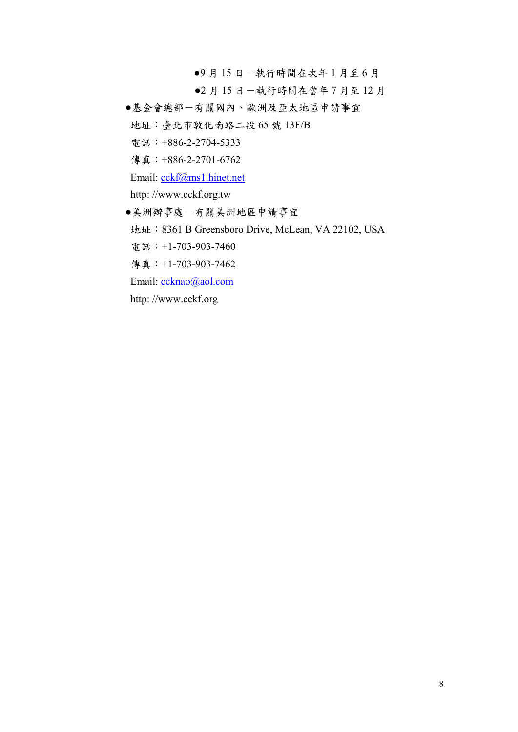- 9 月 15 日－執行時間在次年 1 月至 6 月
- 2 月 15 日－執行時間在當年 7 月至 12 月

- 基金會總部－有關國內、歐洲及亞太地區申請事宜

  地址：臺北市敦化南路二段 65 號 13F/B

  電話：+886-2-2704-5333

  傳真：+886-2-2701-6762

  Email: cckf@ms1.hinet.net

  http: //www.cckf.org.tw

- 美洲辦事處－有關美洲地區申請事宜

  地址：8361 B Greensboro Drive, McLean, VA 22102, USA

  電話：+1-703-903-7460

  傳真：+1-703-903-7462

  Email: ccknao@aol.com

  http: //www.cckf.org